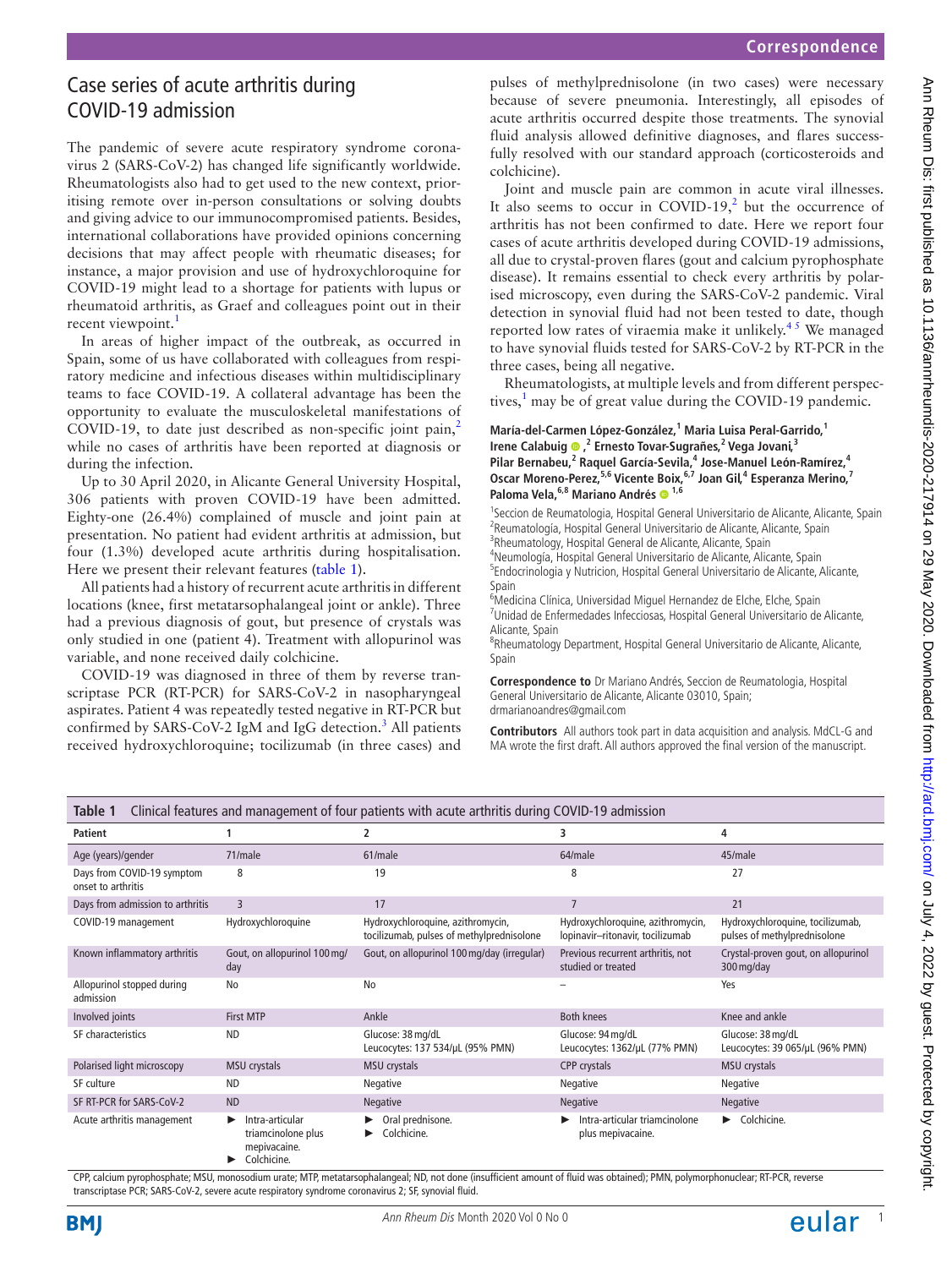# Case series of acute arthritis during COVID-19 admission

The pandemic of severe acute respiratory syndrome coronavirus 2 (SARS-CoV-2) has changed life significantly worldwide. Rheumatologists also had to get used to the new context, prioritising remote over in-person consultations or solving doubts and giving advice to our immunocompromised patients. Besides, international collaborations have provided opinions concerning decisions that may affect people with rheumatic diseases; for instance, a major provision and use of hydroxychloroquine for COVID-19 might lead to a shortage for patients with lupus or rheumatoid arthritis, as Graef and colleagues point out in their recent viewpoint.[1]

In areas of higher impact of the outbreak, as occurred in Spain, some of us have collaborated with colleagues from respiratory medicine and infectious diseases within multidisciplinary teams to face COVID-19. A collateral advantage has been the opportunity to evaluate the musculoskeletal manifestations of COVID-19, to date just described as non-specific joint pain,[2] while no cases of arthritis have been reported at diagnosis or during the infection.

Up to 30 April 2020, in Alicante General University Hospital, 306 patients with proven COVID-19 have been admitted. Eighty-one (26.4%) complained of muscle and joint pain at presentation. No patient had evident arthritis at admission, but four (1.3%) developed acute arthritis during hospitalisation. Here we present their relevant features (table 1).

All patients had a history of recurrent acute arthritis in different locations (knee, first metatarsophalangeal joint or ankle). Three had a previous diagnosis of gout, but presence of crystals was only studied in one (patient 4). Treatment with allopurinol was variable, and none received daily colchicine.

COVID-19 was diagnosed in three of them by reverse transcriptase PCR (RT-PCR) for SARS-CoV-2 in nasopharyngeal aspirates. Patient 4 was repeatedly tested negative in RT-PCR but confirmed by SARS-CoV-2 IgM and IgG detection.[3] All patients received hydroxychloroquine; tocilizumab (in three cases) and pulses of methylprednisolone (in two cases) were necessary because of severe pneumonia. Interestingly, all episodes of acute arthritis occurred despite those treatments. The synovial fluid analysis allowed definitive diagnoses, and flares successfully resolved with our standard approach (corticosteroids and colchicine).

Joint and muscle pain are common in acute viral illnesses. It also seems to occur in COVID-19,[2] but the occurrence of arthritis has not been confirmed to date. Here we report four cases of acute arthritis developed during COVID-19 admissions, all due to crystal-proven flares (gout and calcium pyrophosphate disease). It remains essential to check every arthritis by polarised microscopy, even during the SARS-CoV-2 pandemic. Viral detection in synovial fluid had not been tested to date, though reported low rates of viraemia make it unlikely.[4,5] We managed to have synovial fluids tested for SARS-CoV-2 by RT-PCR in the three cases, being all negative.

Rheumatologists, at multiple levels and from different perspectives,[1] may be of great value during the COVID-19 pandemic.

**María-del-Carmen López-González,[1] Maria Luisa Peral-Garrido,[1] Irene Calabuig,[2] Ernesto Tovar-Sugrañes,[2] Vega Jovani,[3] Pilar Bernabeu,[2] Raquel García-Sevila,[4] Jose-Manuel León-Ramírez,[4] Oscar Moreno-Perez,[5,6] Vicente Boix,[6,7] Joan Gil,[4] Esperanza Merino,[7] Paloma Vela,[6,8] Mariano Andrés[1,6]**

[1]Seccion de Reumatologia, Hospital General Universitario de Alicante, Alicante, Spain
[2]Reumatología, Hospital General Universitario de Alicante, Alicante, Spain
[3]Rheumatology, Hospital General de Alicante, Alicante, Spain
[4]Neumología, Hospital General Universitario de Alicante, Alicante, Spain
[5]Endocrinologia y Nutricion, Hospital General Universitario de Alicante, Alicante, Spain
[6]Medicina Clínica, Universidad Miguel Hernandez de Elche, Elche, Spain
[7]Unidad de Enfermedades Infecciosas, Hospital General Universitario de Alicante, Alicante, Spain
[8]Rheumatology Department, Hospital General Universitario de Alicante, Alicante, Spain

**Correspondence to** Dr Mariano Andrés, Seccion de Reumatologia, Hospital General Universitario de Alicante, Alicante 03010, Spain; drmarianoandres@gmail.com

**Contributors** All authors took part in data acquisition and analysis. MdCL-G and MA wrote the first draft. All authors approved the final version of the manuscript.

**Table 1** Clinical features and management of four patients with acute arthritis during COVID-19 admission

| Patient | 1 | 2 | 3 | 4 |
|---|---|---|---|---|
| Age (years)/gender | 71/male | 61/male | 64/male | 45/male |
| Days from COVID-19 symptom onset to arthritis | 8 | 19 | 8 | 27 |
| Days from admission to arthritis | 3 | 17 | 7 | 21 |
| COVID-19 management | Hydroxychloroquine | Hydroxychloroquine, azithromycin, tocilizumab, pulses of methylprednisolone | Hydroxychloroquine, azithromycin, lopinavir–ritonavir, tocilizumab | Hydroxychloroquine, tocilizumab, pulses of methylprednisolone |
| Known inflammatory arthritis | Gout, on allopurinol 100 mg/day | Gout, on allopurinol 100 mg/day (irregular) | Previous recurrent arthritis, not studied or treated | Crystal-proven gout, on allopurinol 300 mg/day |
| Allopurinol stopped during admission | No | No | – | Yes |
| Involved joints | First MTP | Ankle | Both knees | Knee and ankle |
| SF characteristics | ND | Glucose: 38 mg/dL<br>Leucocytes: 137 534/μL (95% PMN) | Glucose: 94 mg/dL<br>Leucocytes: 1362/μL (77% PMN) | Glucose: 38 mg/dL<br>Leucocytes: 39 065/μL (96% PMN) |
| Polarised light microscopy | MSU crystals | MSU crystals | CPP crystals | MSU crystals |
| SF culture | ND | Negative | Negative | Negative |
| SF RT-PCR for SARS-CoV-2 | ND | Negative | Negative | Negative |
| Acute arthritis management | ► Intra-articular triamcinolone plus mepivacaine.<br>► Colchicine. | ► Oral prednisone.<br>► Colchicine. | ► Intra-articular triamcinolone plus mepivacaine. | ► Colchicine. |

CPP, calcium pyrophosphate; MSU, monosodium urate; MTP, metatarsophalangeal; ND, not done (insufficient amount of fluid was obtained); PMN, polymorphonuclear; RT-PCR, reverse transcriptase PCR; SARS-CoV-2, severe acute respiratory syndrome coronavirus 2; SF, synovial fluid.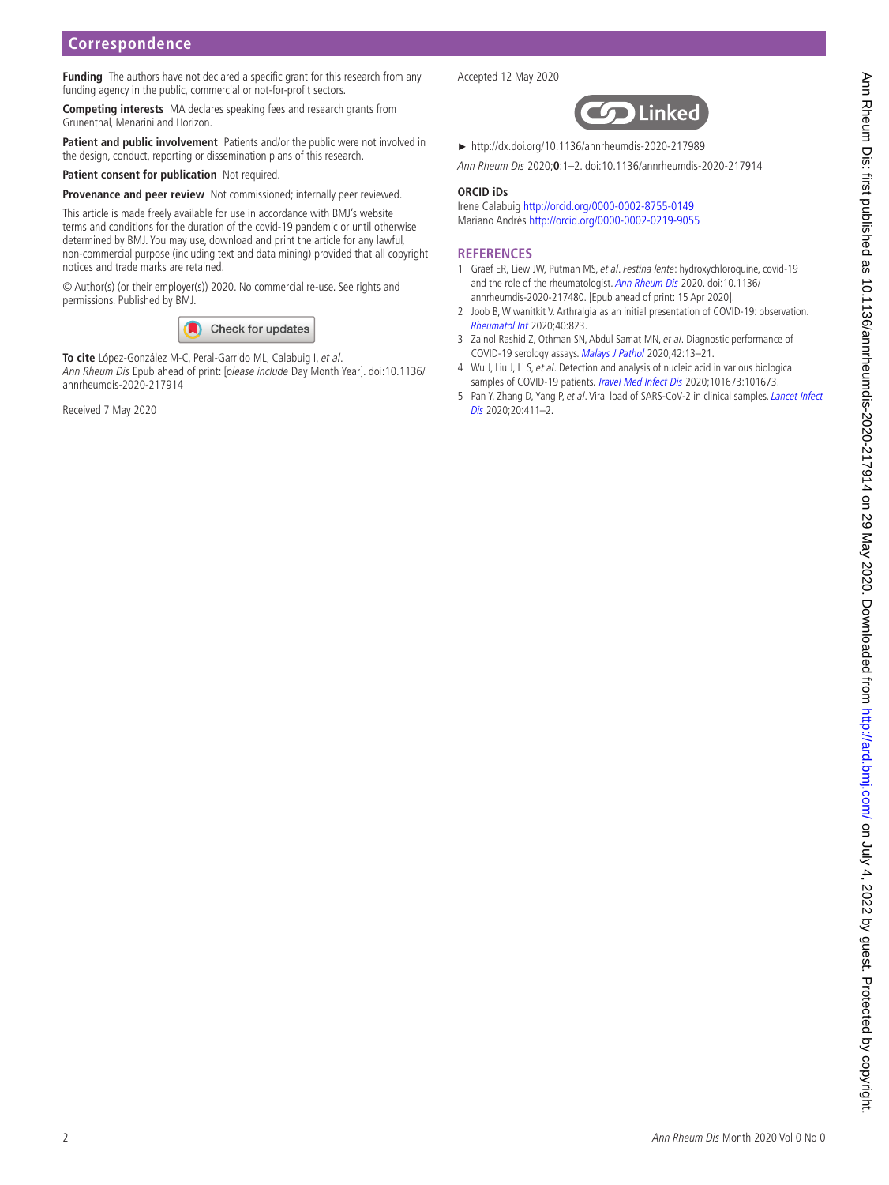**Funding** The authors have not declared a specific grant for this research from any funding agency in the public, commercial or not-for-profit sectors.

**Competing interests** MA declares speaking fees and research grants from Grunenthal, Menarini and Horizon.

**Patient and public involvement** Patients and/or the public were not involved in the design, conduct, reporting or dissemination plans of this research.

**Patient consent for publication** Not required.

**Provenance and peer review** Not commissioned; internally peer reviewed.

This article is made freely available for use in accordance with BMJ's website terms and conditions for the duration of the covid-19 pandemic or until otherwise determined by BMJ. You may use, download and print the article for any lawful, non-commercial purpose (including text and data mining) provided that all copyright notices and trade marks are retained.

© Author(s) (or their employer(s)) 2020. No commercial re-use. See rights and permissions. Published by BMJ.

**To cite** López-González M-C, Peral-Garrido ML, Calabuig I, *et al*. *Ann Rheum Dis* Epub ahead of print: [*please include* Day Month Year]. doi:10.1136/annrheumdis-2020-217914

Received 7 May 2020

Accepted 12 May 2020

► http://dx.doi.org/10.1136/annrheumdis-2020-217989

*Ann Rheum Dis* 2020;**0**:1–2. doi:10.1136/annrheumdis-2020-217914

**ORCID iDs**

Irene Calabuig http://orcid.org/0000-0002-8755-0149

Mariano Andrés http://orcid.org/0000-0002-0219-9055

## REFERENCES

1. Graef ER, Liew JW, Putman MS, *et al*. *Festina lente*: hydroxychloroquine, covid-19 and the role of the rheumatologist. *Ann Rheum Dis* 2020. doi:10.1136/annrheumdis-2020-217480. [Epub ahead of print: 15 Apr 2020].
2. Joob B, Wiwanitkit V. Arthralgia as an initial presentation of COVID-19: observation. *Rheumatol Int* 2020;40:823.
3. Zainol Rashid Z, Othman SN, Abdul Samat MN, *et al*. Diagnostic performance of COVID-19 serology assays. *Malays J Pathol* 2020;42:13–21.
4. Wu J, Liu J, Li S, *et al*. Detection and analysis of nucleic acid in various biological samples of COVID-19 patients. *Travel Med Infect Dis* 2020;101673:101673.
5. Pan Y, Zhang D, Yang P, *et al*. Viral load of SARS-CoV-2 in clinical samples. *Lancet Infect Dis* 2020;20:411–2.